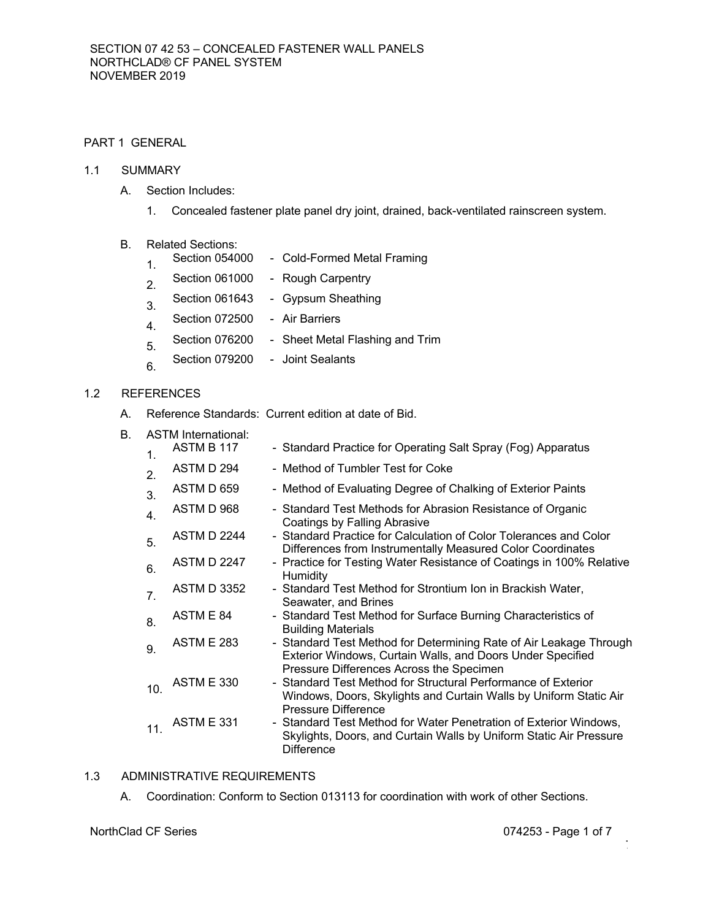SECTION 07 42 53 – CONCEALED FASTENER WALL PANELS
NORTHCLAD® CF PANEL SYSTEM
NOVEMBER 2019

# PART 1 GENERAL

## 1.1 SUMMARY

A. Section Includes:

1. Concealed fastener plate panel dry joint, drained, back-ventilated rainscreen system.

B. Related Sections:

1. Section 054000 - Cold-Formed Metal Framing
2. Section 061000 - Rough Carpentry
3. Section 061643 - Gypsum Sheathing
4. Section 072500 - Air Barriers
5. Section 076200 - Sheet Metal Flashing and Trim
6. Section 079200 - Joint Sealants

## 1.2 REFERENCES

A. Reference Standards: Current edition at date of Bid.

B. ASTM International:

1. ASTM B 117 - Standard Practice for Operating Salt Spray (Fog) Apparatus
2. ASTM D 294 - Method of Tumbler Test for Coke
3. ASTM D 659 - Method of Evaluating Degree of Chalking of Exterior Paints
4. ASTM D 968 - Standard Test Methods for Abrasion Resistance of Organic Coatings by Falling Abrasive
5. ASTM D 2244 - Standard Practice for Calculation of Color Tolerances and Color Differences from Instrumentally Measured Color Coordinates
6. ASTM D 2247 - Practice for Testing Water Resistance of Coatings in 100% Relative Humidity
7. ASTM D 3352 - Standard Test Method for Strontium Ion in Brackish Water, Seawater, and Brines
8. ASTM E 84 - Standard Test Method for Surface Burning Characteristics of Building Materials
9. ASTM E 283 - Standard Test Method for Determining Rate of Air Leakage Through Exterior Windows, Curtain Walls, and Doors Under Specified Pressure Differences Across the Specimen
10. ASTM E 330 - Standard Test Method for Structural Performance of Exterior Windows, Doors, Skylights and Curtain Walls by Uniform Static Air Pressure Difference
11. ASTM E 331 - Standard Test Method for Water Penetration of Exterior Windows, Skylights, Doors, and Curtain Walls by Uniform Static Air Pressure Difference

## 1.3 ADMINISTRATIVE REQUIREMENTS

A. Coordination: Conform to Section 013113 for coordination with work of other Sections.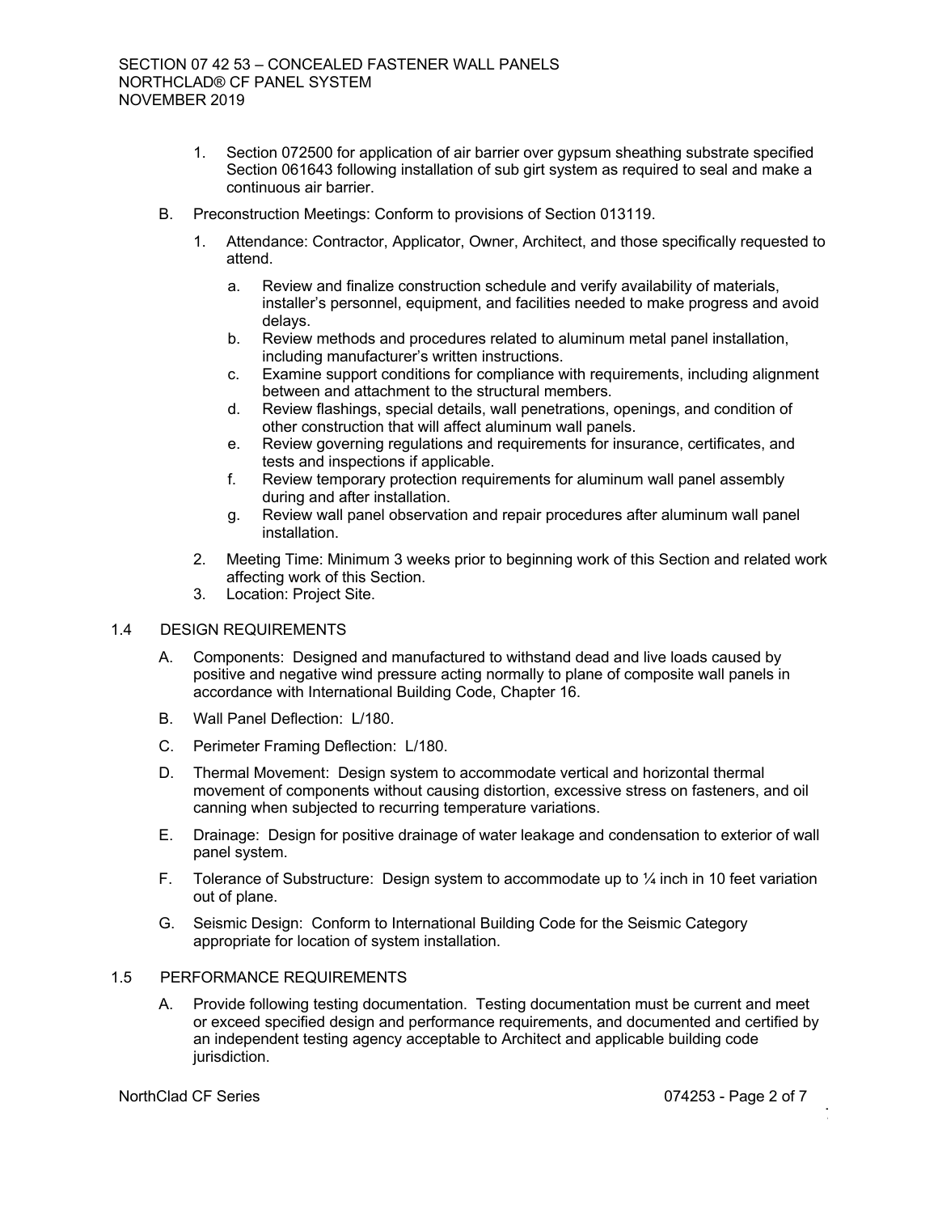1. Section 072500 for application of air barrier over gypsum sheathing substrate specified Section 061643 following installation of sub girt system as required to seal and make a continuous air barrier.

B. Preconstruction Meetings: Conform to provisions of Section 013119.

   1. Attendance: Contractor, Applicator, Owner, Architect, and those specifically requested to attend.

      a. Review and finalize construction schedule and verify availability of materials, installer's personnel, equipment, and facilities needed to make progress and avoid delays.
      b. Review methods and procedures related to aluminum metal panel installation, including manufacturer's written instructions.
      c. Examine support conditions for compliance with requirements, including alignment between and attachment to the structural members.
      d. Review flashings, special details, wall penetrations, openings, and condition of other construction that will affect aluminum wall panels.
      e. Review governing regulations and requirements for insurance, certificates, and tests and inspections if applicable.
      f. Review temporary protection requirements for aluminum wall panel assembly during and after installation.
      g. Review wall panel observation and repair procedures after aluminum wall panel installation.

   2. Meeting Time: Minimum 3 weeks prior to beginning work of this Section and related work affecting work of this Section.
   3. Location: Project Site.

## 1.4 DESIGN REQUIREMENTS

A. Components: Designed and manufactured to withstand dead and live loads caused by positive and negative wind pressure acting normally to plane of composite wall panels in accordance with International Building Code, Chapter 16.

B. Wall Panel Deflection: L/180.

C. Perimeter Framing Deflection: L/180.

D. Thermal Movement: Design system to accommodate vertical and horizontal thermal movement of components without causing distortion, excessive stress on fasteners, and oil canning when subjected to recurring temperature variations.

E. Drainage: Design for positive drainage of water leakage and condensation to exterior of wall panel system.

F. Tolerance of Substructure: Design system to accommodate up to ¼ inch in 10 feet variation out of plane.

G. Seismic Design: Conform to International Building Code for the Seismic Category appropriate for location of system installation.

## 1.5 PERFORMANCE REQUIREMENTS

A. Provide following testing documentation. Testing documentation must be current and meet or exceed specified design and performance requirements, and documented and certified by an independent testing agency acceptable to Architect and applicable building code jurisdiction.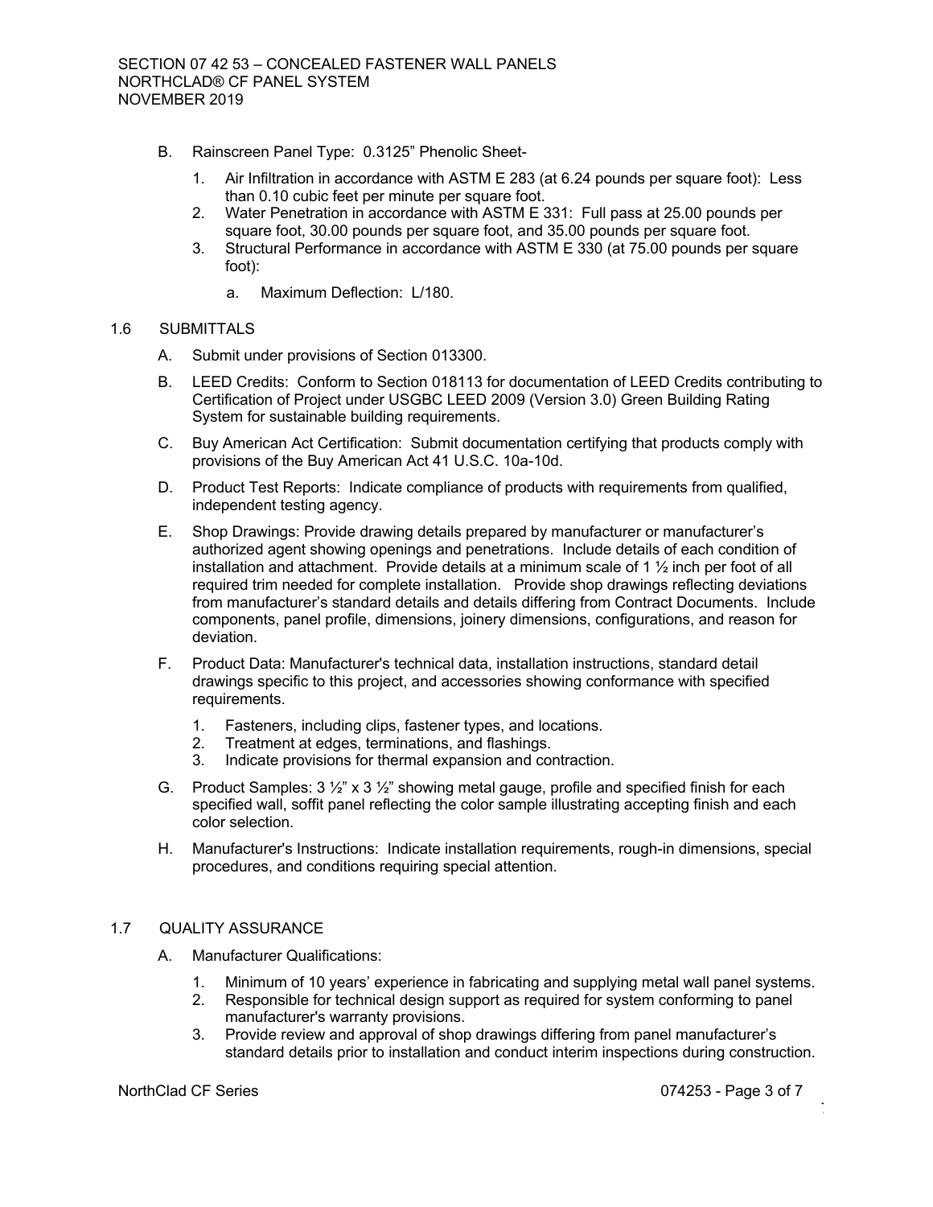B. Rainscreen Panel Type: 0.3125" Phenolic Sheet-

1. Air Infiltration in accordance with ASTM E 283 (at 6.24 pounds per square foot): Less than 0.10 cubic feet per minute per square foot.
2. Water Penetration in accordance with ASTM E 331: Full pass at 25.00 pounds per square foot, 30.00 pounds per square foot, and 35.00 pounds per square foot.
3. Structural Performance in accordance with ASTM E 330 (at 75.00 pounds per square foot):
   a. Maximum Deflection: L/180.

## 1.6 SUBMITTALS

A. Submit under provisions of Section 013300.

B. LEED Credits: Conform to Section 018113 for documentation of LEED Credits contributing to Certification of Project under USGBC LEED 2009 (Version 3.0) Green Building Rating System for sustainable building requirements.

C. Buy American Act Certification: Submit documentation certifying that products comply with provisions of the Buy American Act 41 U.S.C. 10a-10d.

D. Product Test Reports: Indicate compliance of products with requirements from qualified, independent testing agency.

E. Shop Drawings: Provide drawing details prepared by manufacturer or manufacturer's authorized agent showing openings and penetrations. Include details of each condition of installation and attachment. Provide details at a minimum scale of 1 ½ inch per foot of all required trim needed for complete installation. Provide shop drawings reflecting deviations from manufacturer's standard details and details differing from Contract Documents. Include components, panel profile, dimensions, joinery dimensions, configurations, and reason for deviation.

F. Product Data: Manufacturer's technical data, installation instructions, standard detail drawings specific to this project, and accessories showing conformance with specified requirements.

1. Fasteners, including clips, fastener types, and locations.
2. Treatment at edges, terminations, and flashings.
3. Indicate provisions for thermal expansion and contraction.

G. Product Samples: 3 ½" x 3 ½" showing metal gauge, profile and specified finish for each specified wall, soffit panel reflecting the color sample illustrating accepting finish and each color selection.

H. Manufacturer's Instructions: Indicate installation requirements, rough-in dimensions, special procedures, and conditions requiring special attention.

## 1.7 QUALITY ASSURANCE

A. Manufacturer Qualifications:

1. Minimum of 10 years' experience in fabricating and supplying metal wall panel systems.
2. Responsible for technical design support as required for system conforming to panel manufacturer's warranty provisions.
3. Provide review and approval of shop drawings differing from panel manufacturer's standard details prior to installation and conduct interim inspections during construction.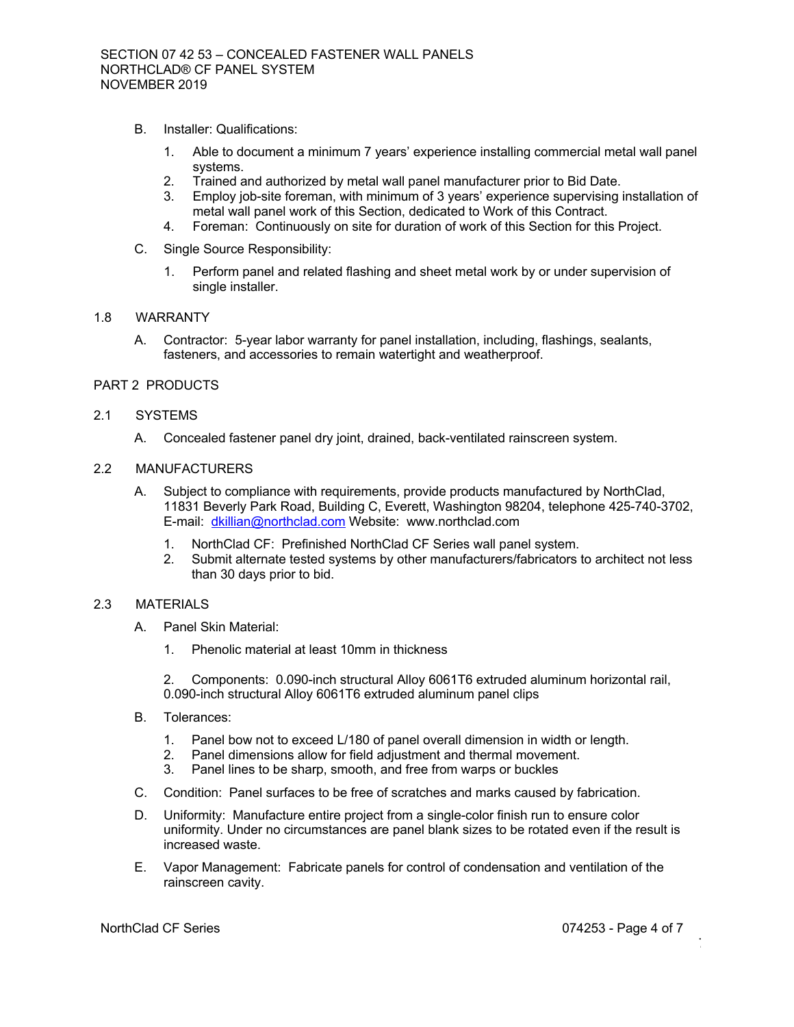B. Installer: Qualifications:

1. Able to document a minimum 7 years' experience installing commercial metal wall panel systems.
2. Trained and authorized by metal wall panel manufacturer prior to Bid Date.
3. Employ job-site foreman, with minimum of 3 years' experience supervising installation of metal wall panel work of this Section, dedicated to Work of this Contract.
4. Foreman: Continuously on site for duration of work of this Section for this Project.

C. Single Source Responsibility:

1. Perform panel and related flashing and sheet metal work by or under supervision of single installer.

## 1.8 WARRANTY

A. Contractor: 5-year labor warranty for panel installation, including, flashings, sealants, fasteners, and accessories to remain watertight and weatherproof.

# PART 2 PRODUCTS

## 2.1 SYSTEMS

A. Concealed fastener panel dry joint, drained, back-ventilated rainscreen system.

## 2.2 MANUFACTURERS

A. Subject to compliance with requirements, provide products manufactured by NorthClad, 11831 Beverly Park Road, Building C, Everett, Washington 98204, telephone 425-740-3702, E-mail: dkillian@northclad.com Website: www.northclad.com

1. NorthClad CF: Prefinished NorthClad CF Series wall panel system.
2. Submit alternate tested systems by other manufacturers/fabricators to architect not less than 30 days prior to bid.

## 2.3 MATERIALS

A. Panel Skin Material:

1. Phenolic material at least 10mm in thickness

2. Components: 0.090-inch structural Alloy 6061T6 extruded aluminum horizontal rail, 0.090-inch structural Alloy 6061T6 extruded aluminum panel clips

B. Tolerances:

1. Panel bow not to exceed L/180 of panel overall dimension in width or length.
2. Panel dimensions allow for field adjustment and thermal movement.
3. Panel lines to be sharp, smooth, and free from warps or buckles

C. Condition: Panel surfaces to be free of scratches and marks caused by fabrication.

D. Uniformity: Manufacture entire project from a single-color finish run to ensure color uniformity. Under no circumstances are panel blank sizes to be rotated even if the result is increased waste.

E. Vapor Management: Fabricate panels for control of condensation and ventilation of the rainscreen cavity.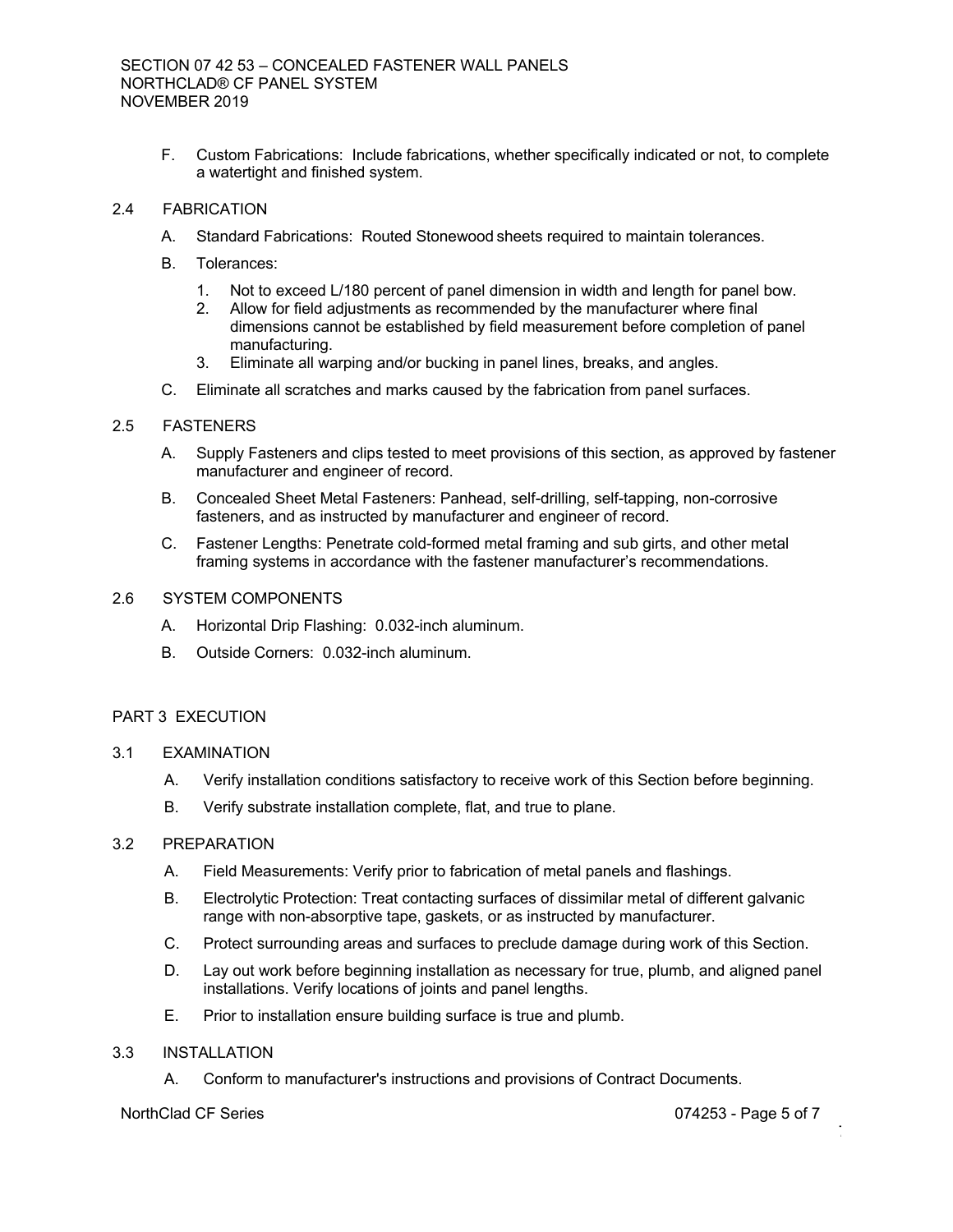F. Custom Fabrications: Include fabrications, whether specifically indicated or not, to complete a watertight and finished system.

## 2.4 FABRICATION

A. Standard Fabrications: Routed Stonewood sheets required to maintain tolerances.

B. Tolerances:

1. Not to exceed L/180 percent of panel dimension in width and length for panel bow.
2. Allow for field adjustments as recommended by the manufacturer where final dimensions cannot be established by field measurement before completion of panel manufacturing.
3. Eliminate all warping and/or bucking in panel lines, breaks, and angles.

C. Eliminate all scratches and marks caused by the fabrication from panel surfaces.

## 2.5 FASTENERS

A. Supply Fasteners and clips tested to meet provisions of this section, as approved by fastener manufacturer and engineer of record.

B. Concealed Sheet Metal Fasteners: Panhead, self-drilling, self-tapping, non-corrosive fasteners, and as instructed by manufacturer and engineer of record.

C. Fastener Lengths: Penetrate cold-formed metal framing and sub girts, and other metal framing systems in accordance with the fastener manufacturer's recommendations.

## 2.6 SYSTEM COMPONENTS

A. Horizontal Drip Flashing: 0.032-inch aluminum.

B. Outside Corners: 0.032-inch aluminum.

# PART 3 EXECUTION

## 3.1 EXAMINATION

A. Verify installation conditions satisfactory to receive work of this Section before beginning.

B. Verify substrate installation complete, flat, and true to plane.

## 3.2 PREPARATION

A. Field Measurements: Verify prior to fabrication of metal panels and flashings.

B. Electrolytic Protection: Treat contacting surfaces of dissimilar metal of different galvanic range with non-absorptive tape, gaskets, or as instructed by manufacturer.

C. Protect surrounding areas and surfaces to preclude damage during work of this Section.

D. Lay out work before beginning installation as necessary for true, plumb, and aligned panel installations. Verify locations of joints and panel lengths.

E. Prior to installation ensure building surface is true and plumb.

## 3.3 INSTALLATION

A. Conform to manufacturer's instructions and provisions of Contract Documents.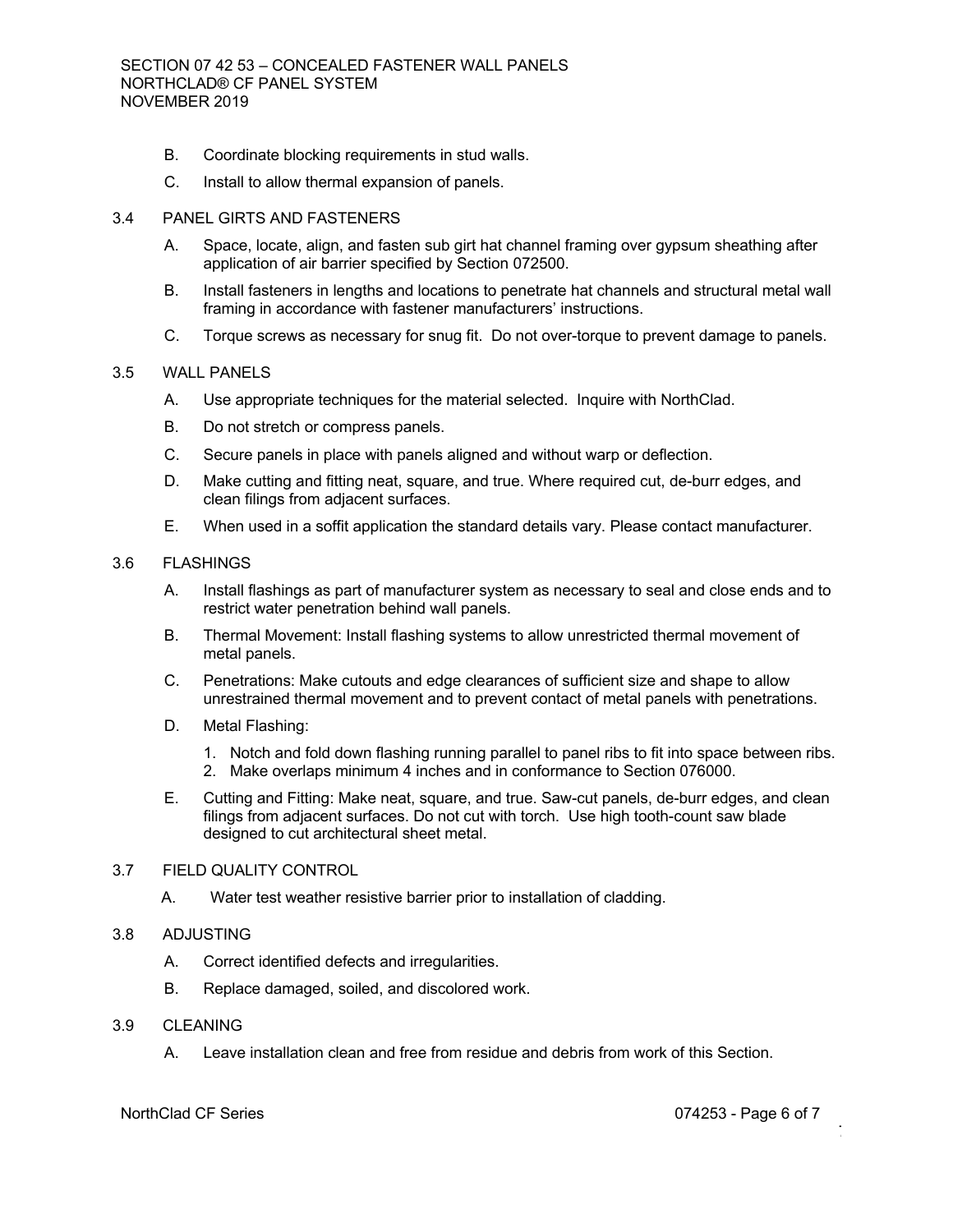B. Coordinate blocking requirements in stud walls.

C. Install to allow thermal expansion of panels.

## 3.4 PANEL GIRTS AND FASTENERS

A. Space, locate, align, and fasten sub girt hat channel framing over gypsum sheathing after application of air barrier specified by Section 072500.

B. Install fasteners in lengths and locations to penetrate hat channels and structural metal wall framing in accordance with fastener manufacturers' instructions.

C. Torque screws as necessary for snug fit. Do not over-torque to prevent damage to panels.

## 3.5 WALL PANELS

A. Use appropriate techniques for the material selected. Inquire with NorthClad.

B. Do not stretch or compress panels.

C. Secure panels in place with panels aligned and without warp or deflection.

D. Make cutting and fitting neat, square, and true. Where required cut, de-burr edges, and clean filings from adjacent surfaces.

E. When used in a soffit application the standard details vary. Please contact manufacturer.

## 3.6 FLASHINGS

A. Install flashings as part of manufacturer system as necessary to seal and close ends and to restrict water penetration behind wall panels.

B. Thermal Movement: Install flashing systems to allow unrestricted thermal movement of metal panels.

C. Penetrations: Make cutouts and edge clearances of sufficient size and shape to allow unrestrained thermal movement and to prevent contact of metal panels with penetrations.

D. Metal Flashing:

1. Notch and fold down flashing running parallel to panel ribs to fit into space between ribs.
2. Make overlaps minimum 4 inches and in conformance to Section 076000.

E. Cutting and Fitting: Make neat, square, and true. Saw-cut panels, de-burr edges, and clean filings from adjacent surfaces. Do not cut with torch. Use high tooth-count saw blade designed to cut architectural sheet metal.

## 3.7 FIELD QUALITY CONTROL

A. Water test weather resistive barrier prior to installation of cladding.

## 3.8 ADJUSTING

A. Correct identified defects and irregularities.

B. Replace damaged, soiled, and discolored work.

## 3.9 CLEANING

A. Leave installation clean and free from residue and debris from work of this Section.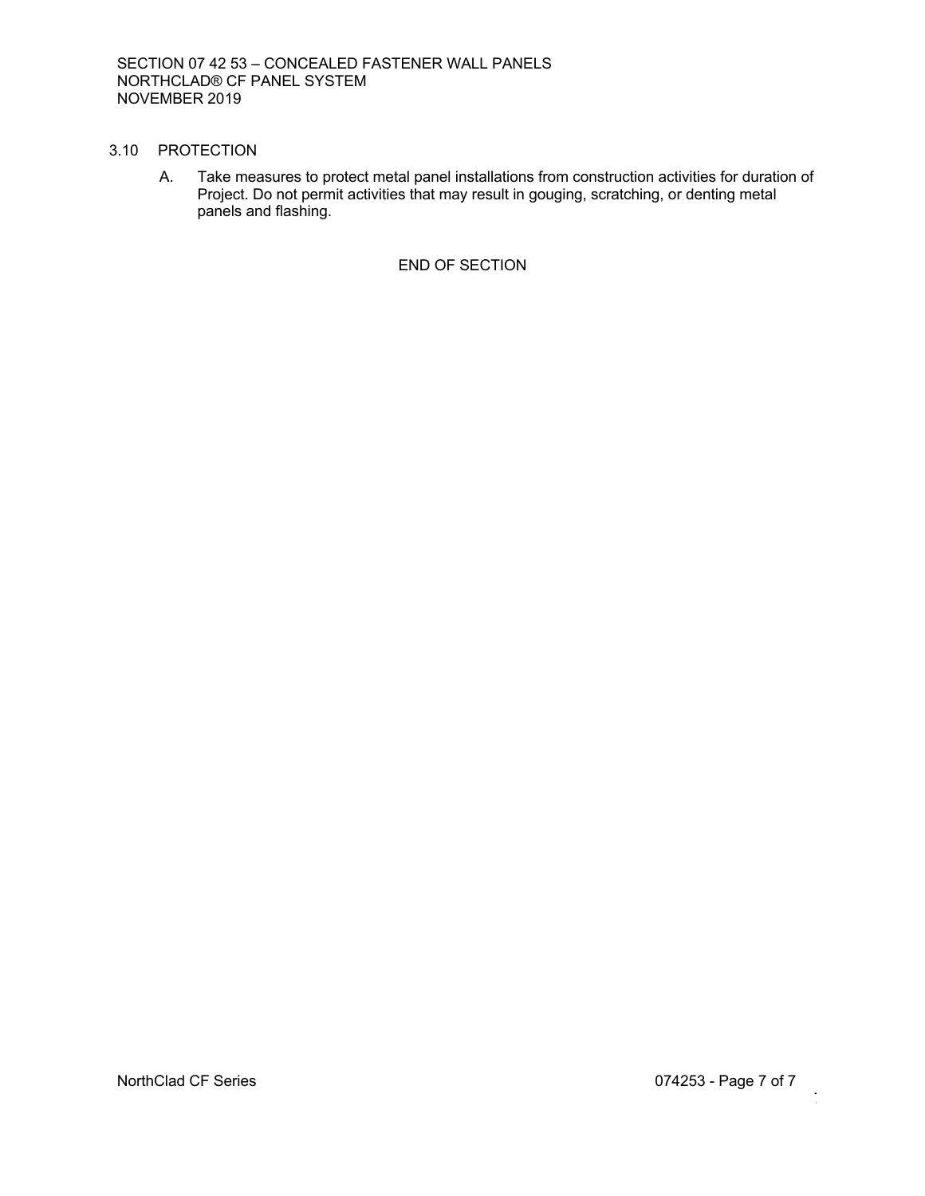## 3.10 PROTECTION

A. Take measures to protect metal panel installations from construction activities for duration of Project. Do not permit activities that may result in gouging, scratching, or denting metal panels and flashing.

END OF SECTION